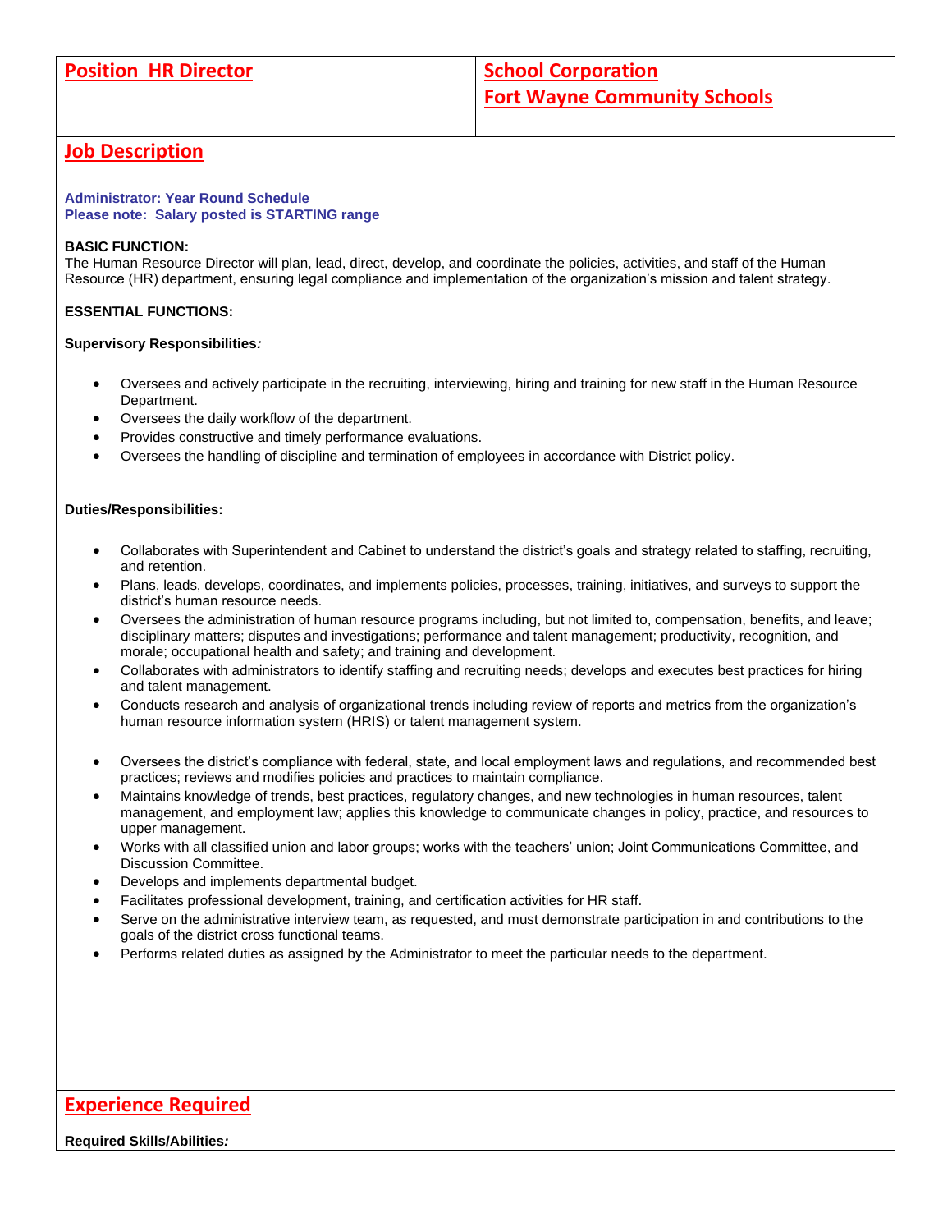| Position HR Director | School Corporation Fort Wayne Community Schools |
|---|---|

## Job Description

**Administrator: Year Round Schedule**
**Please note: Salary posted is STARTING range**

**BASIC FUNCTION:**
The Human Resource Director will plan, lead, direct, develop, and coordinate the policies, activities, and staff of the Human Resource (HR) department, ensuring legal compliance and implementation of the organization's mission and talent strategy.

**ESSENTIAL FUNCTIONS:**

**Supervisory Responsibilities*:***

- Oversees and actively participate in the recruiting, interviewing, hiring and training for new staff in the Human Resource Department.
- Oversees the daily workflow of the department.
- Provides constructive and timely performance evaluations.
- Oversees the handling of discipline and termination of employees in accordance with District policy.

**Duties/Responsibilities:**

- Collaborates with Superintendent and Cabinet to understand the district's goals and strategy related to staffing, recruiting, and retention.
- Plans, leads, develops, coordinates, and implements policies, processes, training, initiatives, and surveys to support the district's human resource needs.
- Oversees the administration of human resource programs including, but not limited to, compensation, benefits, and leave; disciplinary matters; disputes and investigations; performance and talent management; productivity, recognition, and morale; occupational health and safety; and training and development.
- Collaborates with administrators to identify staffing and recruiting needs; develops and executes best practices for hiring and talent management.
- Conducts research and analysis of organizational trends including review of reports and metrics from the organization's human resource information system (HRIS) or talent management system.
- Oversees the district's compliance with federal, state, and local employment laws and regulations, and recommended best practices; reviews and modifies policies and practices to maintain compliance.
- Maintains knowledge of trends, best practices, regulatory changes, and new technologies in human resources, talent management, and employment law; applies this knowledge to communicate changes in policy, practice, and resources to upper management.
- Works with all classified union and labor groups; works with the teachers' union; Joint Communications Committee, and Discussion Committee.
- Develops and implements departmental budget.
- Facilitates professional development, training, and certification activities for HR staff.
- Serve on the administrative interview team, as requested, and must demonstrate participation in and contributions to the goals of the district cross functional teams.
- Performs related duties as assigned by the Administrator to meet the particular needs to the department.

## Experience Required

**Required Skills/Abilities*:***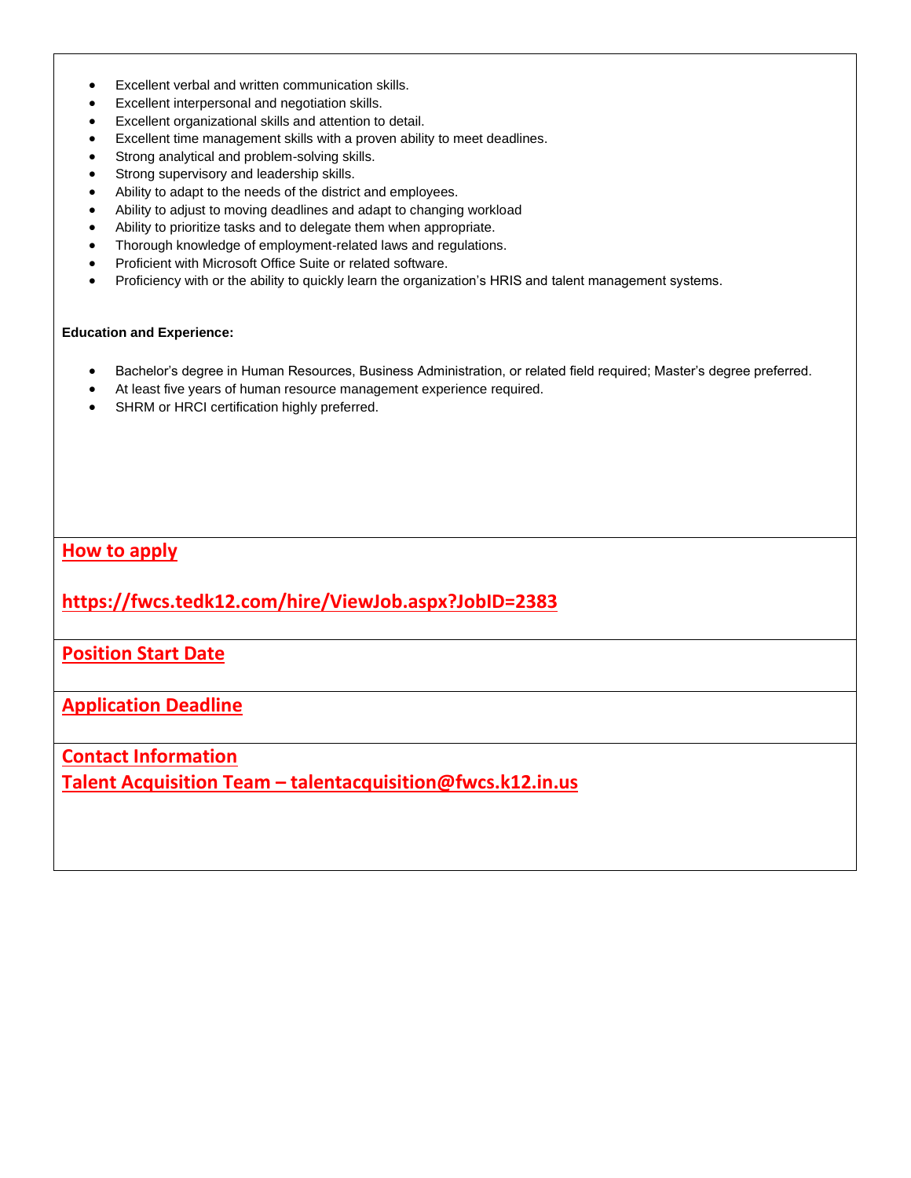- Excellent verbal and written communication skills.
- Excellent interpersonal and negotiation skills.
- Excellent organizational skills and attention to detail.
- Excellent time management skills with a proven ability to meet deadlines.
- Strong analytical and problem-solving skills.
- Strong supervisory and leadership skills.
- Ability to adapt to the needs of the district and employees.
- Ability to adjust to moving deadlines and adapt to changing workload
- Ability to prioritize tasks and to delegate them when appropriate.
- Thorough knowledge of employment-related laws and regulations.
- Proficient with Microsoft Office Suite or related software.
- Proficiency with or the ability to quickly learn the organization's HRIS and talent management systems.

**Education and Experience:**

- Bachelor's degree in Human Resources, Business Administration, or related field required; Master's degree preferred.
- At least five years of human resource management experience required.
- SHRM or HRCI certification highly preferred.

## How to apply

**https://fwcs.tedk12.com/hire/ViewJob.aspx?JobID=2383**

## Position Start Date

## Application Deadline

## Contact Information

**Talent Acquisition Team – talentacquisition@fwcs.k12.in.us**